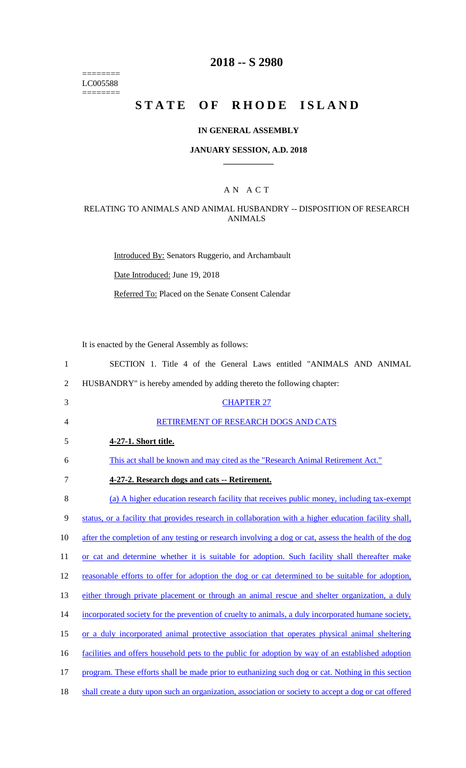========
LC005588
========

# 2018 -- S 2980

# STATE OF RHODE ISLAND

## IN GENERAL ASSEMBLY

### JANUARY SESSION, A.D. 2018

---

## A N A C T

### RELATING TO ANIMALS AND ANIMAL HUSBANDRY -- DISPOSITION OF RESEARCH ANIMALS

Introduced By: Senators Ruggerio, and Archambault

Date Introduced: June 19, 2018

Referred To: Placed on the Senate Consent Calendar

It is enacted by the General Assembly as follows:

1 SECTION 1. Title 4 of the General Laws entitled "ANIMALS AND ANIMAL
2 HUSBANDRY" is hereby amended by adding thereto the following chapter:

3 CHAPTER 27

4 RETIREMENT OF RESEARCH DOGS AND CATS

5 **4-27-1. Short title.**

6 This act shall be known and may cited as the "Research Animal Retirement Act."

7 **4-27-2. Research dogs and cats -- Retirement.**

8 (a) A higher education research facility that receives public money, including tax-exempt
9 status, or a facility that provides research in collaboration with a higher education facility shall,
10 after the completion of any testing or research involving a dog or cat, assess the health of the dog
11 or cat and determine whether it is suitable for adoption. Such facility shall thereafter make
12 reasonable efforts to offer for adoption the dog or cat determined to be suitable for adoption,
13 either through private placement or through an animal rescue and shelter organization, a duly
14 incorporated society for the prevention of cruelty to animals, a duly incorporated humane society,
15 or a duly incorporated animal protective association that operates physical animal sheltering
16 facilities and offers household pets to the public for adoption by way of an established adoption
17 program. These efforts shall be made prior to euthanizing such dog or cat. Nothing in this section
18 shall create a duty upon such an organization, association or society to accept a dog or cat offered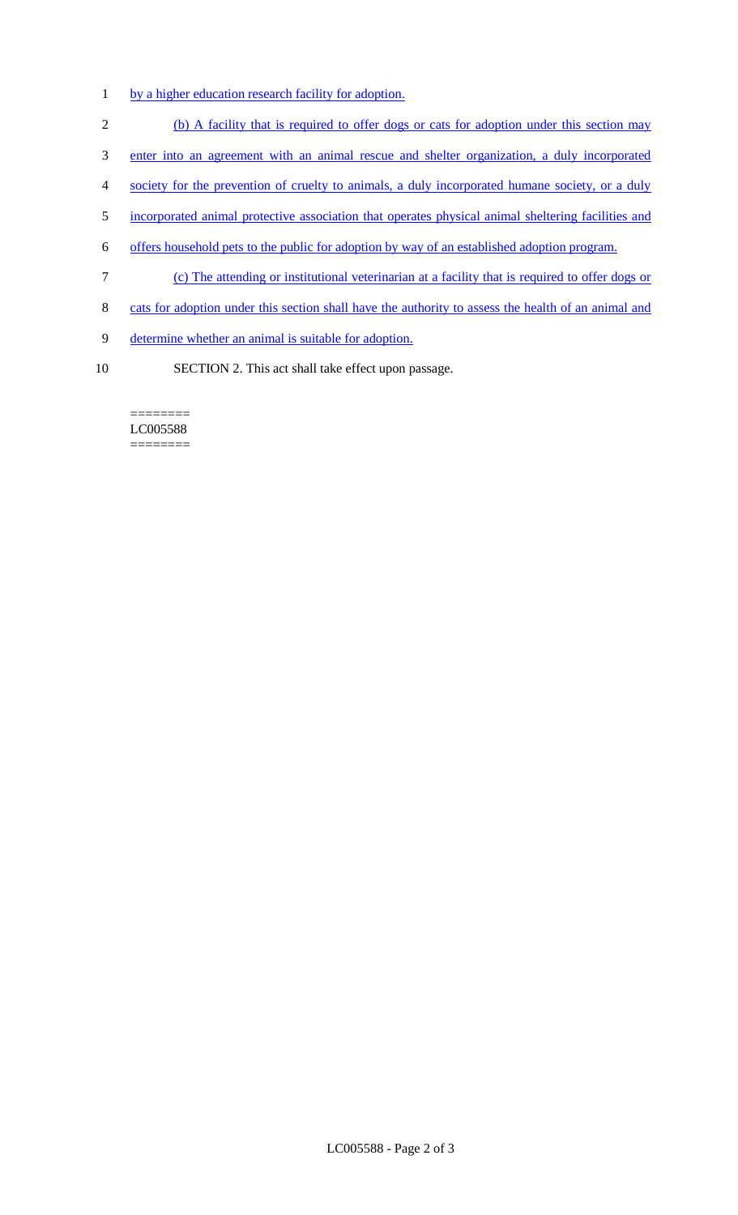by a higher education research facility for adoption.

(b) A facility that is required to offer dogs or cats for adoption under this section may enter into an agreement with an animal rescue and shelter organization, a duly incorporated society for the prevention of cruelty to animals, a duly incorporated humane society, or a duly incorporated animal protective association that operates physical animal sheltering facilities and offers household pets to the public for adoption by way of an established adoption program.

(c) The attending or institutional veterinarian at a facility that is required to offer dogs or cats for adoption under this section shall have the authority to assess the health of an animal and determine whether an animal is suitable for adoption.

SECTION 2. This act shall take effect upon passage.

========
LC005588
========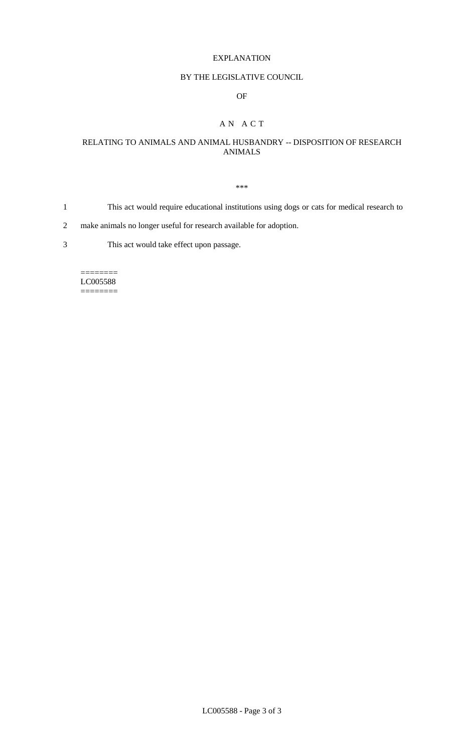EXPLANATION

BY THE LEGISLATIVE COUNCIL

OF

A N A C T

RELATING TO ANIMALS AND ANIMAL HUSBANDRY -- DISPOSITION OF RESEARCH ANIMALS

***

1 This act would require educational institutions using dogs or cats for medical research to

2 make animals no longer useful for research available for adoption.

3 This act would take effect upon passage.

========
LC005588
========